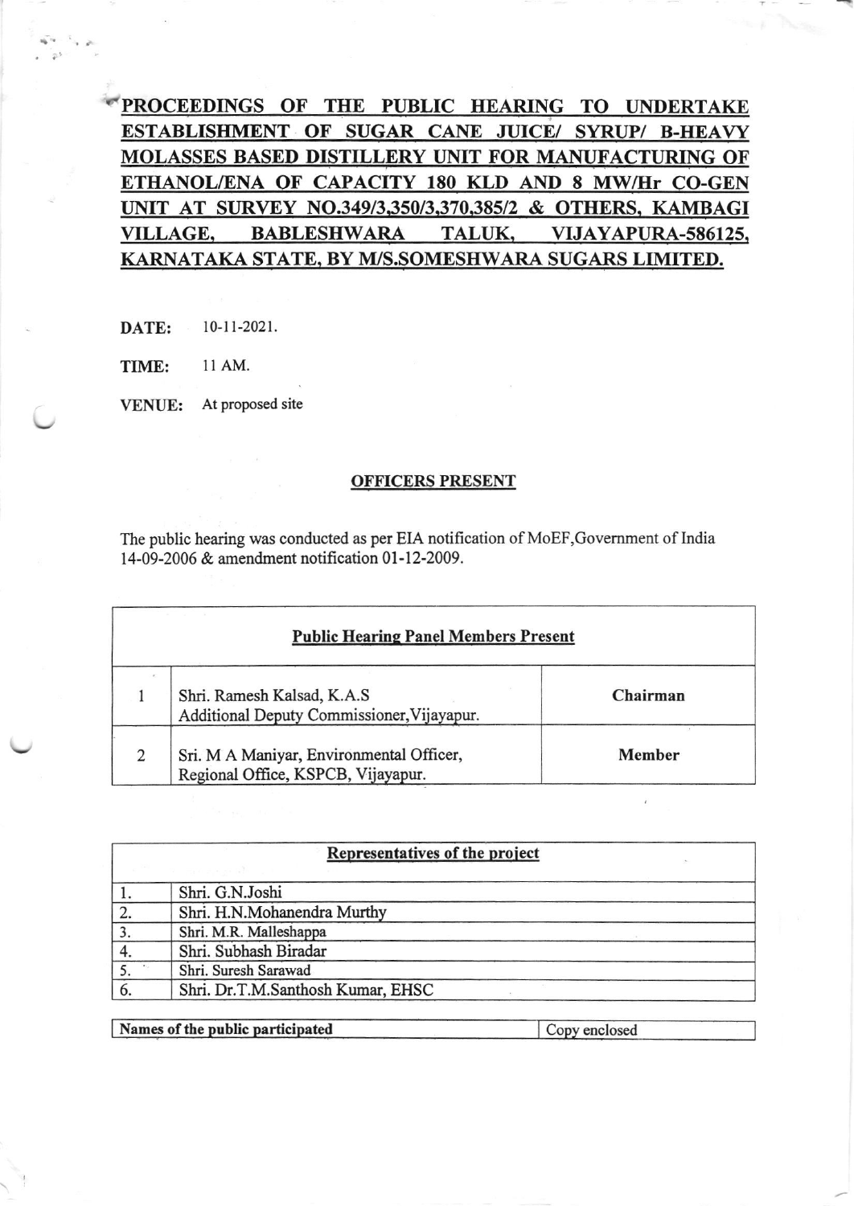# PROCEEDINGS OF THE PUBLIC HEARING TO UNDERTAKE ESTABLISHMENT OF SUGAR CANE JUICE/ SYRUP/ B-HEAVY MOLASSES BASED DISTILLERY UNIT FOR MANUFACTURING OF ETHANOL/ENA OF CAPACITY 180 KLD AND 8 MW/Hr CO-GEN UNIT AT SURVEY NO.349/3,350/3,370,385/2 & OTHERS, KAMBAGI VILLAGE, BABLESHWARA TALUK, VIJAYAPURA-586125, KARNATAKA STATE, BY M/S.SOMESHWARA SUGARS LIMITED.

**DATE:** 10-11-2021.

**TIME:** 11 AM.

**VENUE:** At proposed site

## OFFICERS PRESENT

The public hearing was conducted as per EIA notification of MoEF,Government of India 14-09-2006 & amendment notification 01-12-2009.

| Public Hearing Panel Members Present | | |
|---|---|---|
| 1 | Shri. Ramesh Kalsad, K.A.S<br>Additional Deputy Commissioner,Vijayapur. | **Chairman** |
| 2 | Sri. M A Maniyar, Environmental Officer,<br>Regional Office, KSPCB, Vijayapur. | **Member** |

| Representatives of the project | |
|---|---|
| 1. | Shri. G.N.Joshi |
| 2. | Shri. H.N.Mohanendra Murthy |
| 3. | Shri. M.R. Malleshappa |
| 4. | Shri. Subhash Biradar |
| 5. | Shri. Suresh Sarawad |
| 6. | Shri. Dr.T.M.Santhosh Kumar, EHSC |

| Names of the public participated | Copy enclosed |
|---|---|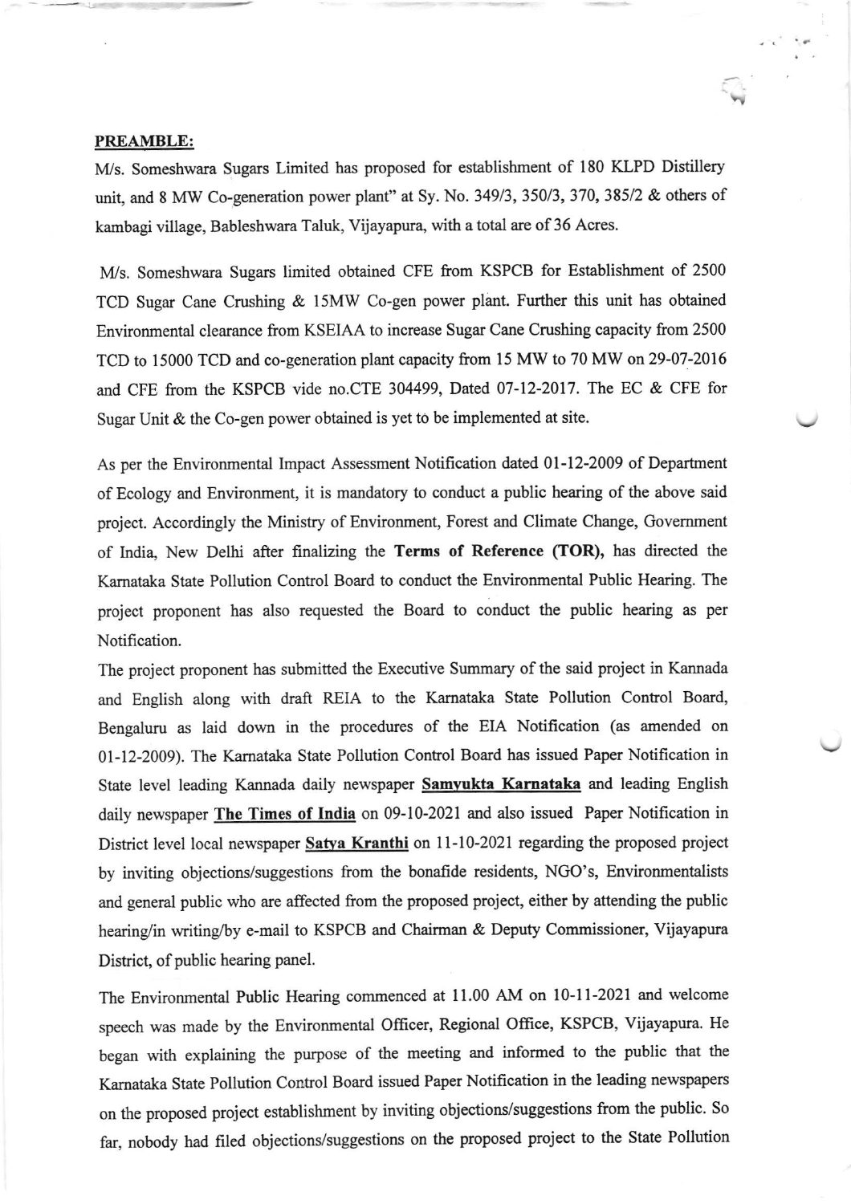**PREAMBLE:**

M/s. Someshwara Sugars Limited has proposed for establishment of 180 KLPD Distillery unit, and 8 MW Co-generation power plant" at Sy. No. 349/3, 350/3, 370, 385/2 & others of kambagi village, Bableshwara Taluk, Vijayapura, with a total are of 36 Acres.

M/s. Someshwara Sugars limited obtained CFE from KSPCB for Establishment of 2500 TCD Sugar Cane Crushing & 15MW Co-gen power plant. Further this unit has obtained Environmental clearance from KSEIAA to increase Sugar Cane Crushing capacity from 2500 TCD to 15000 TCD and co-generation plant capacity from 15 MW to 70 MW on 29-07-2016 and CFE from the KSPCB vide no.CTE 304499, Dated 07-12-2017. The EC & CFE for Sugar Unit & the Co-gen power obtained is yet to be implemented at site.

As per the Environmental Impact Assessment Notification dated 01-12-2009 of Department of Ecology and Environment, it is mandatory to conduct a public hearing of the above said project. Accordingly the Ministry of Environment, Forest and Climate Change, Government of India, New Delhi after finalizing the **Terms of Reference (TOR),** has directed the Karnataka State Pollution Control Board to conduct the Environmental Public Hearing. The project proponent has also requested the Board to conduct the public hearing as per Notification.

The project proponent has submitted the Executive Summary of the said project in Kannada and English along with draft REIA to the Karnataka State Pollution Control Board, Bengaluru as laid down in the procedures of the EIA Notification (as amended on 01-12-2009). The Karnataka State Pollution Control Board has issued Paper Notification in State level leading Kannada daily newspaper **Samyukta Karnataka** and leading English daily newspaper **The Times of India** on 09-10-2021 and also issued Paper Notification in District level local newspaper **Satya Kranthi** on 11-10-2021 regarding the proposed project by inviting objections/suggestions from the bonafide residents, NGO's, Environmentalists and general public who are affected from the proposed project, either by attending the public hearing/in writing/by e-mail to KSPCB and Chairman & Deputy Commissioner, Vijayapura District, of public hearing panel.

The Environmental Public Hearing commenced at 11.00 AM on 10-11-2021 and welcome speech was made by the Environmental Officer, Regional Office, KSPCB, Vijayapura. He began with explaining the purpose of the meeting and informed to the public that the Karnataka State Pollution Control Board issued Paper Notification in the leading newspapers on the proposed project establishment by inviting objections/suggestions from the public. So far, nobody had filed objections/suggestions on the proposed project to the State Pollution